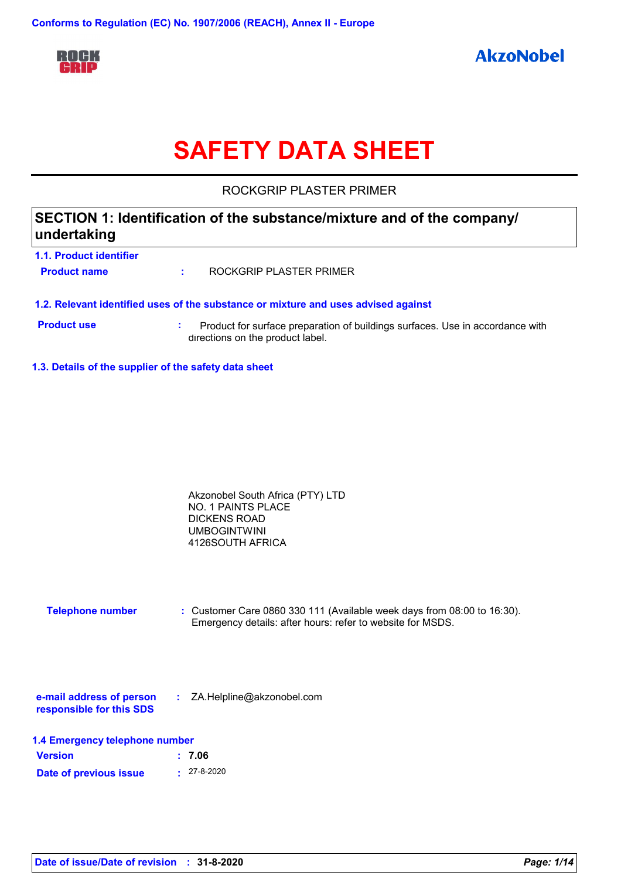Conforms to Regulation (EC) No. 1907/2006 (REACH), Annex II - Europe

ROCK GRIP

AkzoNobel

# SAFETY DATA SHEET

ROCKGRIP PLASTER PRIMER

## SECTION 1: Identification of the substance/mixture and of the company/undertaking

### 1.1. Product identifier

**Product name** : ROCKGRIP PLASTER PRIMER

### 1.2. Relevant identified uses of the substance or mixture and uses advised against

**Product use** : Product for surface preparation of buildings surfaces. Use in accordance with directions on the product label.

### 1.3. Details of the supplier of the safety data sheet

Akzonobel South Africa (PTY) LTD
NO. 1 PAINTS PLACE
DICKENS ROAD
UMBOGINTWINI
4126SOUTH AFRICA

**Telephone number** : Customer Care 0860 330 111 (Available week days from 08:00 to 16:30). Emergency details: after hours: refer to website for MSDS.

**e-mail address of person responsible for this SDS** : ZA.Helpline@akzonobel.com

### 1.4 Emergency telephone number

**Version** : 7.06

**Date of previous issue** : 27-8-2020

**Date of issue/Date of revision** : 31-8-2020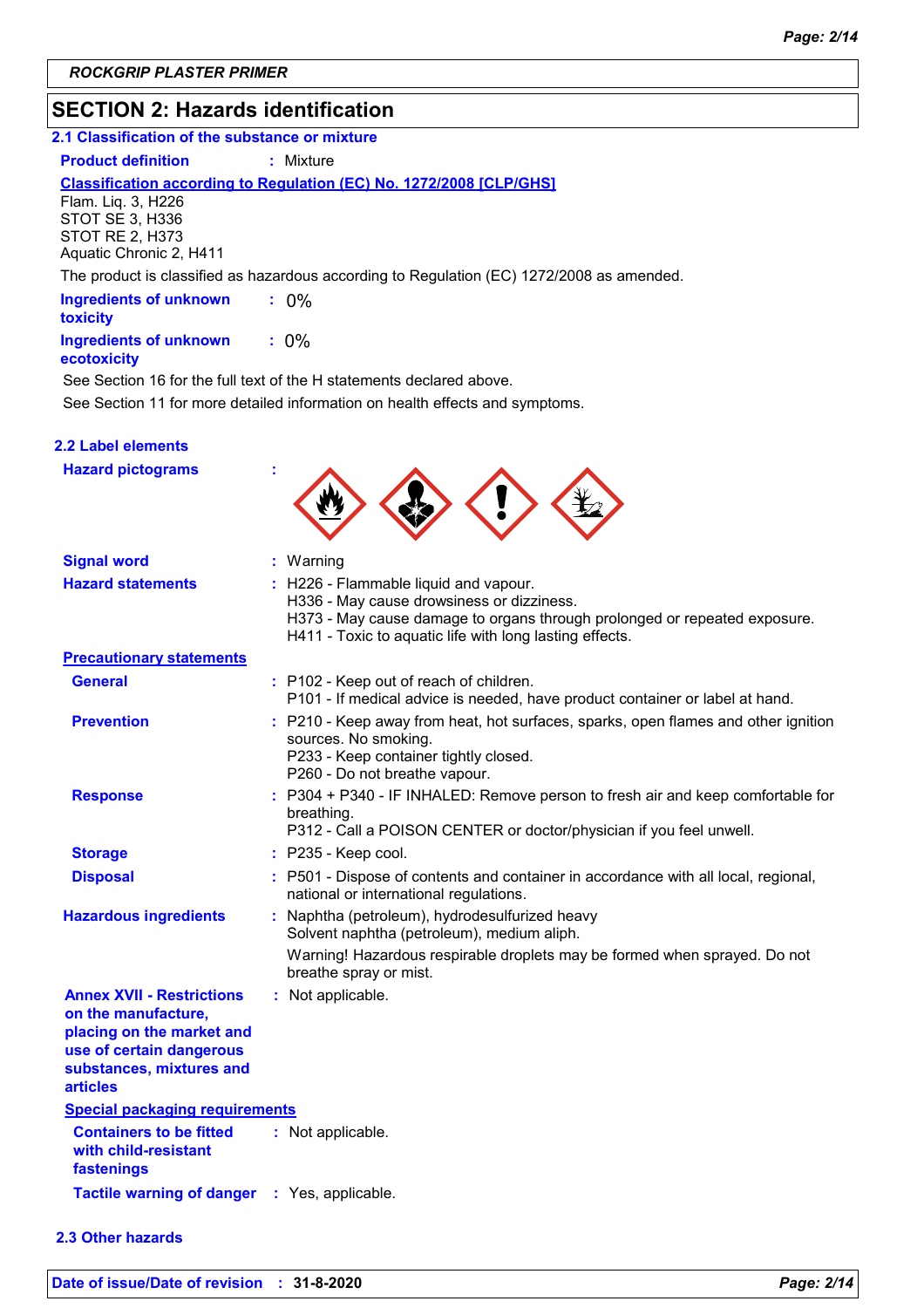## SECTION 2: Hazards identification

### 2.1 Classification of the substance or mixture

**Product definition** : Mixture

**Classification according to Regulation (EC) No. 1272/2008 [CLP/GHS]**

Flam. Liq. 3, H226
STOT SE 3, H336
STOT RE 2, H373
Aquatic Chronic 2, H411

The product is classified as hazardous according to Regulation (EC) 1272/2008 as amended.

**Ingredients of unknown toxicity** : 0%

**Ingredients of unknown ecotoxicity** : 0%

See Section 16 for the full text of the H statements declared above.

See Section 11 for more detailed information on health effects and symptoms.

### 2.2 Label elements

**Hazard pictograms** :

**Signal word** : Warning

**Hazard statements** :
H226 - Flammable liquid and vapour.
H336 - May cause drowsiness or dizziness.
H373 - May cause damage to organs through prolonged or repeated exposure.
H411 - Toxic to aquatic life with long lasting effects.

**Precautionary statements**

**General** :
P102 - Keep out of reach of children.
P101 - If medical advice is needed, have product container or label at hand.

**Prevention** :
P210 - Keep away from heat, hot surfaces, sparks, open flames and other ignition sources. No smoking.
P233 - Keep container tightly closed.
P260 - Do not breathe vapour.

**Response** :
P304 + P340 - IF INHALED: Remove person to fresh air and keep comfortable for breathing.
P312 - Call a POISON CENTER or doctor/physician if you feel unwell.

**Storage** : P235 - Keep cool.

**Disposal** : P501 - Dispose of contents and container in accordance with all local, regional, national or international regulations.

**Hazardous ingredients** :
Naphtha (petroleum), hydrodesulfurized heavy
Solvent naphtha (petroleum), medium aliph.

Warning! Hazardous respirable droplets may be formed when sprayed. Do not breathe spray or mist.

**Annex XVII - Restrictions on the manufacture, placing on the market and use of certain dangerous substances, mixtures and articles** : Not applicable.

**Special packaging requirements**

**Containers to be fitted with child-resistant fastenings** : Not applicable.

**Tactile warning of danger** : Yes, applicable.

### 2.3 Other hazards

**Date of issue/Date of revision** : 31-8-2020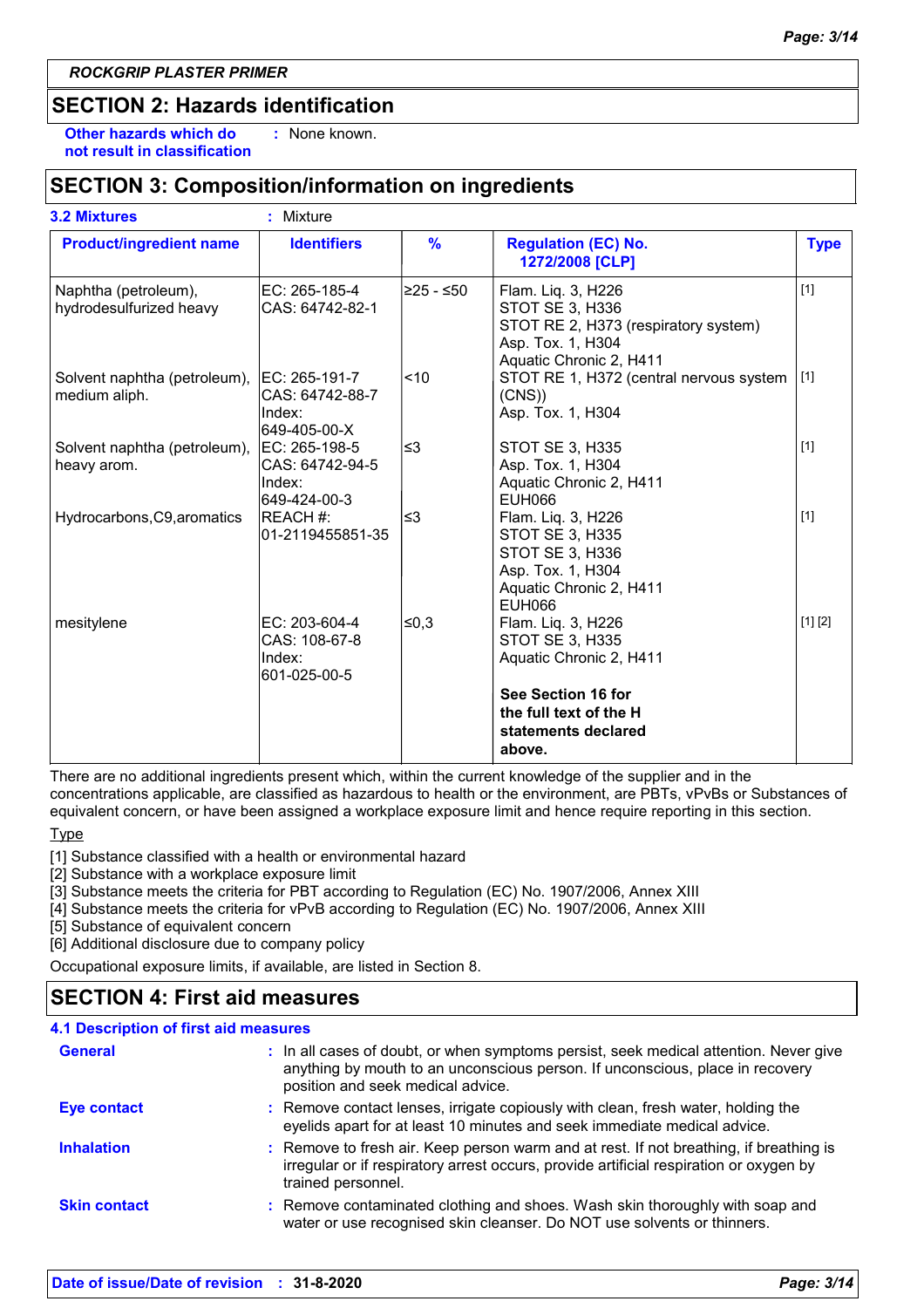**ROCKGRIP PLASTER PRIMER**

## SECTION 2: Hazards identification

**Other hazards which do not result in classification** : None known.

## SECTION 3: Composition/information on ingredients

**3.2 Mixtures** : Mixture

| Product/ingredient name | Identifiers | % | Regulation (EC) No. 1272/2008 [CLP] | Type |
|---|---|---|---|---|
| Naphtha (petroleum), hydrodesulfurized heavy | EC: 265-185-4<br>CAS: 64742-82-1 | ≥25 - ≤50 | Flam. Liq. 3, H226<br>STOT SE 3, H336<br>STOT RE 2, H373 (respiratory system)<br>Asp. Tox. 1, H304<br>Aquatic Chronic 2, H411 | [1] |
| Solvent naphtha (petroleum), medium aliph. | EC: 265-191-7<br>CAS: 64742-88-7<br>Index: 649-405-00-X | <10 | STOT RE 1, H372 (central nervous system (CNS))<br>Asp. Tox. 1, H304 | [1] |
| Solvent naphtha (petroleum), heavy arom. | EC: 265-198-5<br>CAS: 64742-94-5<br>Index: 649-424-00-3 | ≤3 | STOT SE 3, H335<br>Asp. Tox. 1, H304<br>Aquatic Chronic 2, H411<br>EUH066 | [1] |
| Hydrocarbons,C9,aromatics | REACH #: 01-2119455851-35 | ≤3 | Flam. Liq. 3, H226<br>STOT SE 3, H335<br>STOT SE 3, H336<br>Asp. Tox. 1, H304<br>Aquatic Chronic 2, H411<br>EUH066 | [1] |
| mesitylene | EC: 203-604-4<br>CAS: 108-67-8<br>Index: 601-025-00-5 | ≤0,3 | Flam. Liq. 3, H226<br>STOT SE 3, H335<br>Aquatic Chronic 2, H411<br><br>**See Section 16 for the full text of the H statements declared above.** | [1] [2] |

There are no additional ingredients present which, within the current knowledge of the supplier and in the concentrations applicable, are classified as hazardous to health or the environment, are PBTs, vPvBs or Substances of equivalent concern, or have been assigned a workplace exposure limit and hence require reporting in this section.

Type

[1] Substance classified with a health or environmental hazard
[2] Substance with a workplace exposure limit
[3] Substance meets the criteria for PBT according to Regulation (EC) No. 1907/2006, Annex XIII
[4] Substance meets the criteria for vPvB according to Regulation (EC) No. 1907/2006, Annex XIII
[5] Substance of equivalent concern
[6] Additional disclosure due to company policy

Occupational exposure limits, if available, are listed in Section 8.

## SECTION 4: First aid measures

### 4.1 Description of first aid measures

**General** : In all cases of doubt, or when symptoms persist, seek medical attention. Never give anything by mouth to an unconscious person. If unconscious, place in recovery position and seek medical advice.

**Eye contact** : Remove contact lenses, irrigate copiously with clean, fresh water, holding the eyelids apart for at least 10 minutes and seek immediate medical advice.

**Inhalation** : Remove to fresh air. Keep person warm and at rest. If not breathing, if breathing is irregular or if respiratory arrest occurs, provide artificial respiration or oxygen by trained personnel.

**Skin contact** : Remove contaminated clothing and shoes. Wash skin thoroughly with soap and water or use recognised skin cleanser. Do NOT use solvents or thinners.

**Date of issue/Date of revision** : 31-8-2020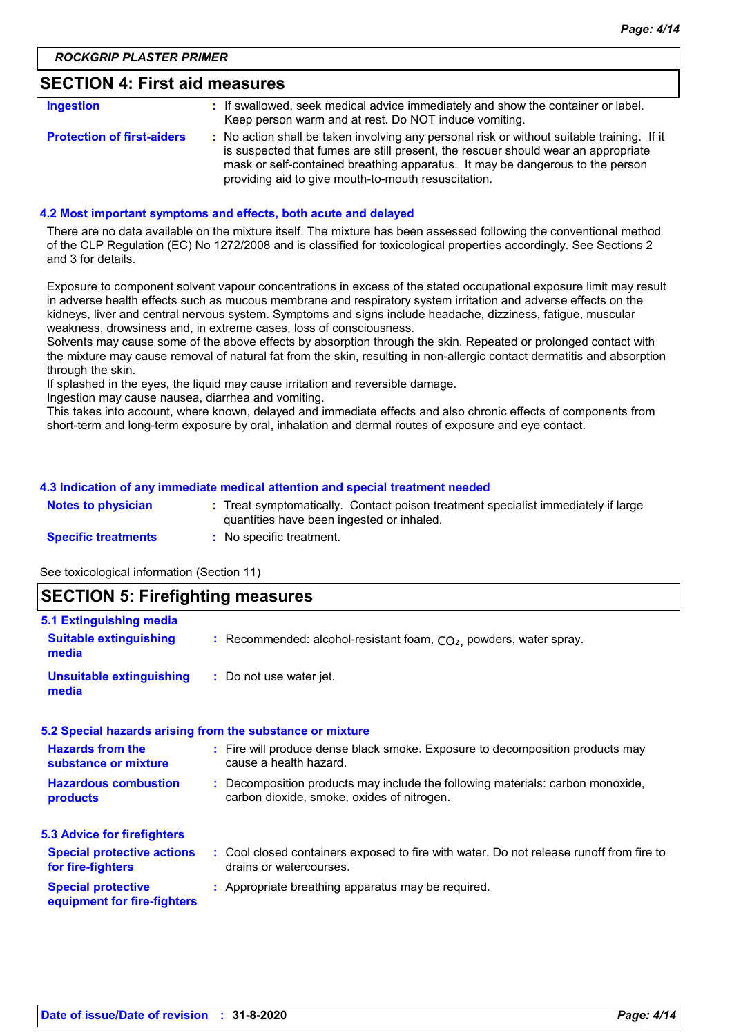*ROCKGRIP PLASTER PRIMER*

## SECTION 4: First aid measures

**Ingestion** : If swallowed, seek medical advice immediately and show the container or label. Keep person warm and at rest. Do NOT induce vomiting.

**Protection of first-aiders** : No action shall be taken involving any personal risk or without suitable training. If it is suspected that fumes are still present, the rescuer should wear an appropriate mask or self-contained breathing apparatus. It may be dangerous to the person providing aid to give mouth-to-mouth resuscitation.

### 4.2 Most important symptoms and effects, both acute and delayed

There are no data available on the mixture itself. The mixture has been assessed following the conventional method of the CLP Regulation (EC) No 1272/2008 and is classified for toxicological properties accordingly. See Sections 2 and 3 for details.

Exposure to component solvent vapour concentrations in excess of the stated occupational exposure limit may result in adverse health effects such as mucous membrane and respiratory system irritation and adverse effects on the kidneys, liver and central nervous system. Symptoms and signs include headache, dizziness, fatigue, muscular weakness, drowsiness and, in extreme cases, loss of consciousness.
Solvents may cause some of the above effects by absorption through the skin. Repeated or prolonged contact with the mixture may cause removal of natural fat from the skin, resulting in non-allergic contact dermatitis and absorption through the skin.
If splashed in the eyes, the liquid may cause irritation and reversible damage.
Ingestion may cause nausea, diarrhea and vomiting.
This takes into account, where known, delayed and immediate effects and also chronic effects of components from short-term and long-term exposure by oral, inhalation and dermal routes of exposure and eye contact.

### 4.3 Indication of any immediate medical attention and special treatment needed

**Notes to physician** : Treat symptomatically. Contact poison treatment specialist immediately if large quantities have been ingested or inhaled.

**Specific treatments** : No specific treatment.

See toxicological information (Section 11)

## SECTION 5: Firefighting measures

### 5.1 Extinguishing media

**Suitable extinguishing media** : Recommended: alcohol-resistant foam, $CO_2$, powders, water spray.

**Unsuitable extinguishing media** : Do not use water jet.

### 5.2 Special hazards arising from the substance or mixture

**Hazards from the substance or mixture** : Fire will produce dense black smoke. Exposure to decomposition products may cause a health hazard.

**Hazardous combustion products** : Decomposition products may include the following materials: carbon monoxide, carbon dioxide, smoke, oxides of nitrogen.

### 5.3 Advice for firefighters

**Special protective actions for fire-fighters** : Cool closed containers exposed to fire with water. Do not release runoff from fire to drains or watercourses.

**Special protective equipment for fire-fighters** : Appropriate breathing apparatus may be required.

**Date of issue/Date of revision** : **31-8-2020**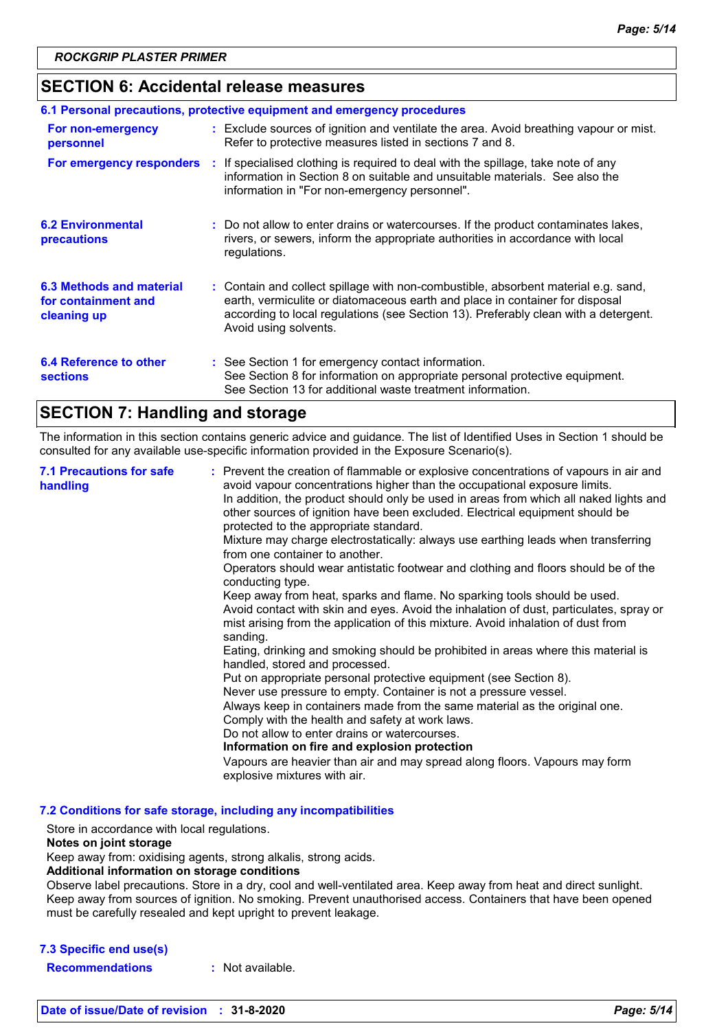## SECTION 6: Accidental release measures

### 6.1 Personal precautions, protective equipment and emergency procedures

**For non-emergency personnel** : Exclude sources of ignition and ventilate the area. Avoid breathing vapour or mist. Refer to protective measures listed in sections 7 and 8.

**For emergency responders** : If specialised clothing is required to deal with the spillage, take note of any information in Section 8 on suitable and unsuitable materials. See also the information in "For non-emergency personnel".

**6.2 Environmental precautions** : Do not allow to enter drains or watercourses. If the product contaminates lakes, rivers, or sewers, inform the appropriate authorities in accordance with local regulations.

**6.3 Methods and material for containment and cleaning up** : Contain and collect spillage with non-combustible, absorbent material e.g. sand, earth, vermiculite or diatomaceous earth and place in container for disposal according to local regulations (see Section 13). Preferably clean with a detergent. Avoid using solvents.

**6.4 Reference to other sections** : See Section 1 for emergency contact information.
See Section 8 for information on appropriate personal protective equipment.
See Section 13 for additional waste treatment information.

## SECTION 7: Handling and storage

The information in this section contains generic advice and guidance. The list of Identified Uses in Section 1 should be consulted for any available use-specific information provided in the Exposure Scenario(s).

**7.1 Precautions for safe handling** : Prevent the creation of flammable or explosive concentrations of vapours in air and avoid vapour concentrations higher than the occupational exposure limits.
In addition, the product should only be used in areas from which all naked lights and other sources of ignition have been excluded. Electrical equipment should be protected to the appropriate standard.
Mixture may charge electrostatically: always use earthing leads when transferring from one container to another.
Operators should wear antistatic footwear and clothing and floors should be of the conducting type.
Keep away from heat, sparks and flame. No sparking tools should be used.
Avoid contact with skin and eyes. Avoid the inhalation of dust, particulates, spray or mist arising from the application of this mixture. Avoid inhalation of dust from sanding.
Eating, drinking and smoking should be prohibited in areas where this material is handled, stored and processed.
Put on appropriate personal protective equipment (see Section 8).
Never use pressure to empty. Container is not a pressure vessel.
Always keep in containers made from the same material as the original one.
Comply with the health and safety at work laws.
Do not allow to enter drains or watercourses.
**Information on fire and explosion protection**
Vapours are heavier than air and may spread along floors. Vapours may form explosive mixtures with air.

### 7.2 Conditions for safe storage, including any incompatibilities

Store in accordance with local regulations.
**Notes on joint storage**
Keep away from: oxidising agents, strong alkalis, strong acids.
**Additional information on storage conditions**
Observe label precautions. Store in a dry, cool and well-ventilated area. Keep away from heat and direct sunlight. Keep away from sources of ignition. No smoking. Prevent unauthorised access. Containers that have been opened must be carefully resealed and kept upright to prevent leakage.

### 7.3 Specific end use(s)

**Recommendations** : Not available.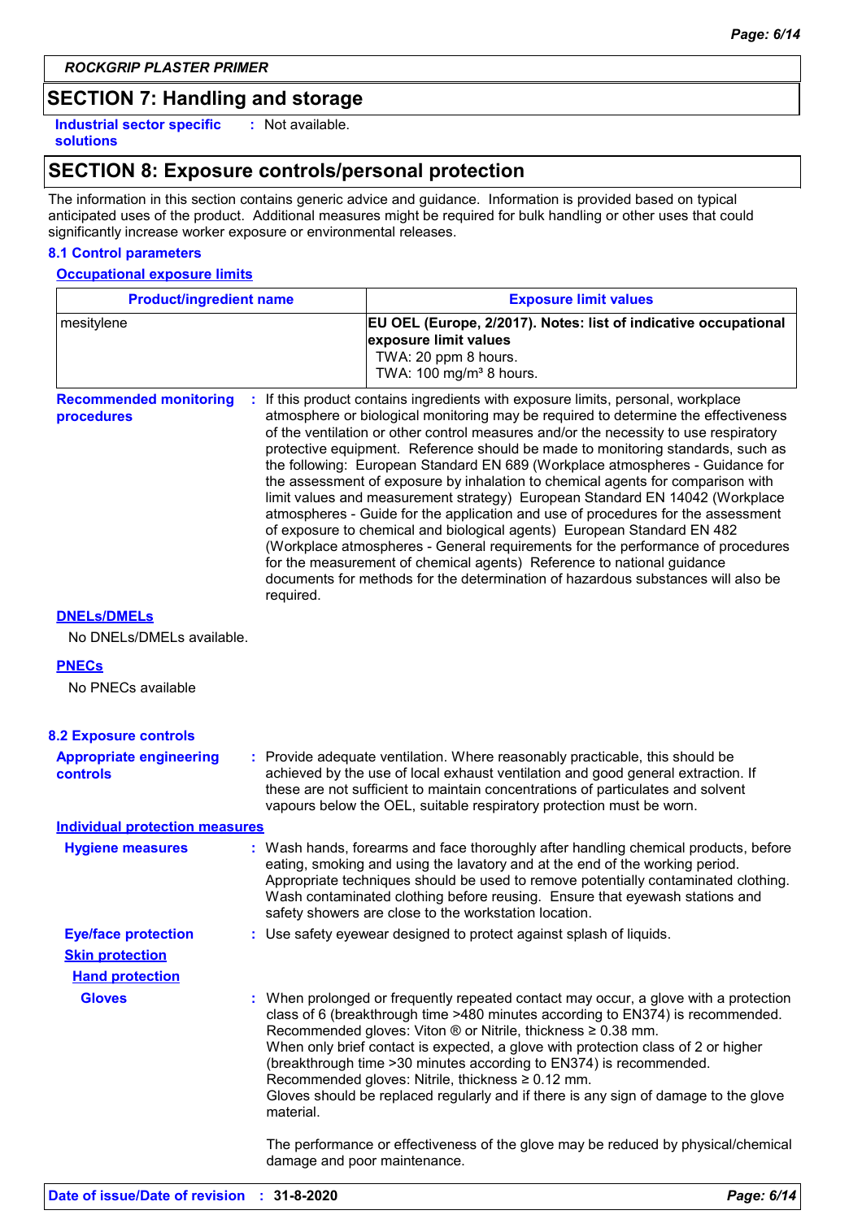## SECTION 7: Handling and storage

**Industrial sector specific solutions** : Not available.

## SECTION 8: Exposure controls/personal protection

The information in this section contains generic advice and guidance. Information is provided based on typical anticipated uses of the product. Additional measures might be required for bulk handling or other uses that could significantly increase worker exposure or environmental releases.

### 8.1 Control parameters

**Occupational exposure limits**

| Product/ingredient name | Exposure limit values |
|---|---|
| mesitylene | **EU OEL (Europe, 2/2017). Notes: list of indicative occupational exposure limit values**<br>TWA: 20 ppm 8 hours.<br>TWA: 100 mg/m³ 8 hours. |

**Recommended monitoring procedures** : If this product contains ingredients with exposure limits, personal, workplace atmosphere or biological monitoring may be required to determine the effectiveness of the ventilation or other control measures and/or the necessity to use respiratory protective equipment. Reference should be made to monitoring standards, such as the following: European Standard EN 689 (Workplace atmospheres - Guidance for the assessment of exposure by inhalation to chemical agents for comparison with limit values and measurement strategy) European Standard EN 14042 (Workplace atmospheres - Guide for the application and use of procedures for the assessment of exposure to chemical and biological agents) European Standard EN 482 (Workplace atmospheres - General requirements for the performance of procedures for the measurement of chemical agents) Reference to national guidance documents for methods for the determination of hazardous substances will also be required.

**DNELs/DMELs**

No DNELs/DMELs available.

**PNECs**

No PNECs available

### 8.2 Exposure controls

**Appropriate engineering controls** : Provide adequate ventilation. Where reasonably practicable, this should be achieved by the use of local exhaust ventilation and good general extraction. If these are not sufficient to maintain concentrations of particulates and solvent vapours below the OEL, suitable respiratory protection must be worn.

**Individual protection measures**

**Hygiene measures** : Wash hands, forearms and face thoroughly after handling chemical products, before eating, smoking and using the lavatory and at the end of the working period. Appropriate techniques should be used to remove potentially contaminated clothing. Wash contaminated clothing before reusing. Ensure that eyewash stations and safety showers are close to the workstation location.

**Eye/face protection** : Use safety eyewear designed to protect against splash of liquids.

**Skin protection**

**Hand protection**

**Gloves** : When prolonged or frequently repeated contact may occur, a glove with a protection class of 6 (breakthrough time >480 minutes according to EN374) is recommended. Recommended gloves: Viton ® or Nitrile, thickness ≥ 0.38 mm.
When only brief contact is expected, a glove with protection class of 2 or higher (breakthrough time >30 minutes according to EN374) is recommended. Recommended gloves: Nitrile, thickness ≥ 0.12 mm.
Gloves should be replaced regularly and if there is any sign of damage to the glove material.

The performance or effectiveness of the glove may be reduced by physical/chemical damage and poor maintenance.

**Date of issue/Date of revision** : 31-8-2020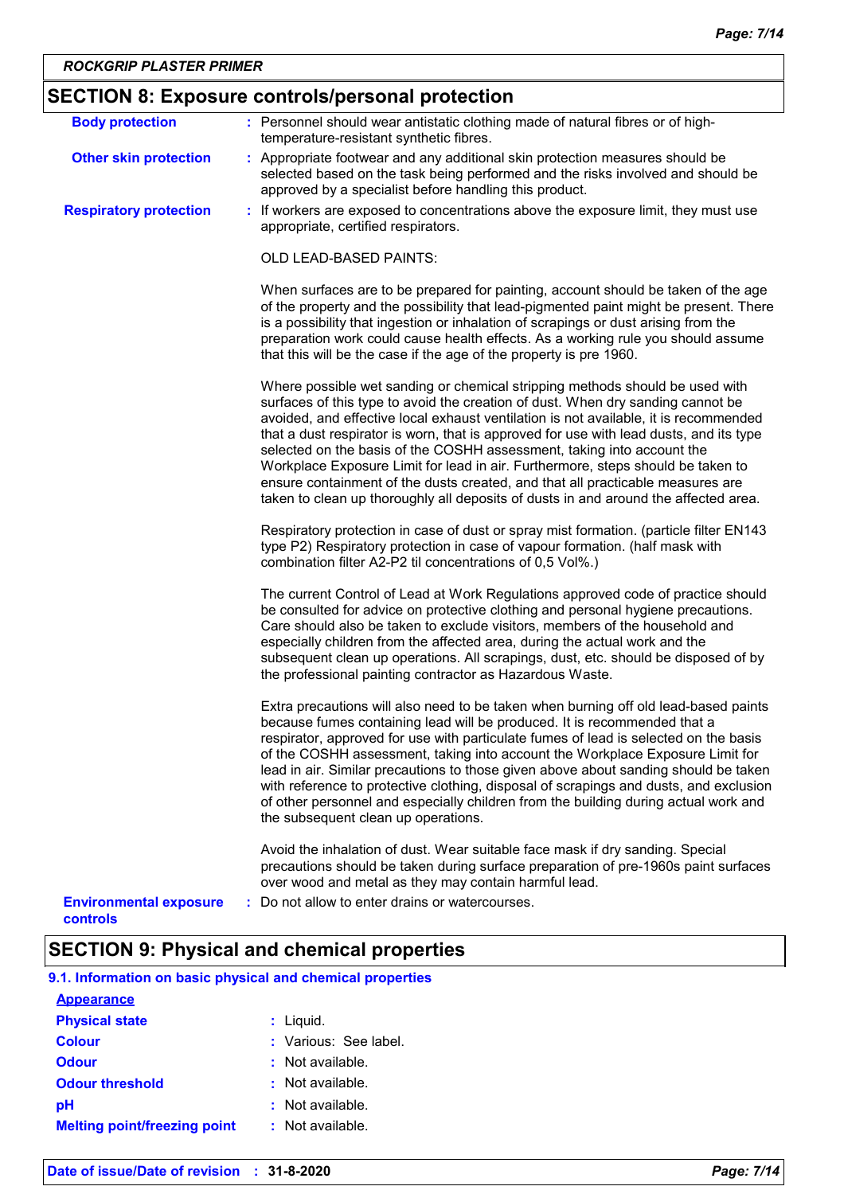## SECTION 8: Exposure controls/personal protection

| | |
|---|---|
| **Body protection** | : Personnel should wear antistatic clothing made of natural fibres or of high-temperature-resistant synthetic fibres. |
| **Other skin protection** | : Appropriate footwear and any additional skin protection measures should be selected based on the task being performed and the risks involved and should be approved by a specialist before handling this product. |
| **Respiratory protection** | : If workers are exposed to concentrations above the exposure limit, they must use appropriate, certified respirators. |

OLD LEAD-BASED PAINTS:

When surfaces are to be prepared for painting, account should be taken of the age of the property and the possibility that lead-pigmented paint might be present. There is a possibility that ingestion or inhalation of scrapings or dust arising from the preparation work could cause health effects. As a working rule you should assume that this will be the case if the age of the property is pre 1960.

Where possible wet sanding or chemical stripping methods should be used with surfaces of this type to avoid the creation of dust. When dry sanding cannot be avoided, and effective local exhaust ventilation is not available, it is recommended that a dust respirator is worn, that is approved for use with lead dusts, and its type selected on the basis of the COSHH assessment, taking into account the Workplace Exposure Limit for lead in air. Furthermore, steps should be taken to ensure containment of the dusts created, and that all practicable measures are taken to clean up thoroughly all deposits of dusts in and around the affected area.

Respiratory protection in case of dust or spray mist formation. (particle filter EN143 type P2) Respiratory protection in case of vapour formation. (half mask with combination filter A2-P2 til concentrations of 0,5 Vol%.)

The current Control of Lead at Work Regulations approved code of practice should be consulted for advice on protective clothing and personal hygiene precautions. Care should also be taken to exclude visitors, members of the household and especially children from the affected area, during the actual work and the subsequent clean up operations. All scrapings, dust, etc. should be disposed of by the professional painting contractor as Hazardous Waste.

Extra precautions will also need to be taken when burning off old lead-based paints because fumes containing lead will be produced. It is recommended that a respirator, approved for use with particulate fumes of lead is selected on the basis of the COSHH assessment, taking into account the Workplace Exposure Limit for lead in air. Similar precautions to those given above about sanding should be taken with reference to protective clothing, disposal of scrapings and dusts, and exclusion of other personnel and especially children from the building during actual work and the subsequent clean up operations.

Avoid the inhalation of dust. Wear suitable face mask if dry sanding. Special precautions should be taken during surface preparation of pre-1960s paint surfaces over wood and metal as they may contain harmful lead.

| | |
|---|---|
| **Environmental exposure controls** | : Do not allow to enter drains or watercourses. |

## SECTION 9: Physical and chemical properties

### 9.1. Information on basic physical and chemical properties

**Appearance**

| | |
|---|---|
| **Physical state** | : Liquid. |
| **Colour** | : Various: See label. |
| **Odour** | : Not available. |
| **Odour threshold** | : Not available. |
| **pH** | : Not available. |
| **Melting point/freezing point** | : Not available. |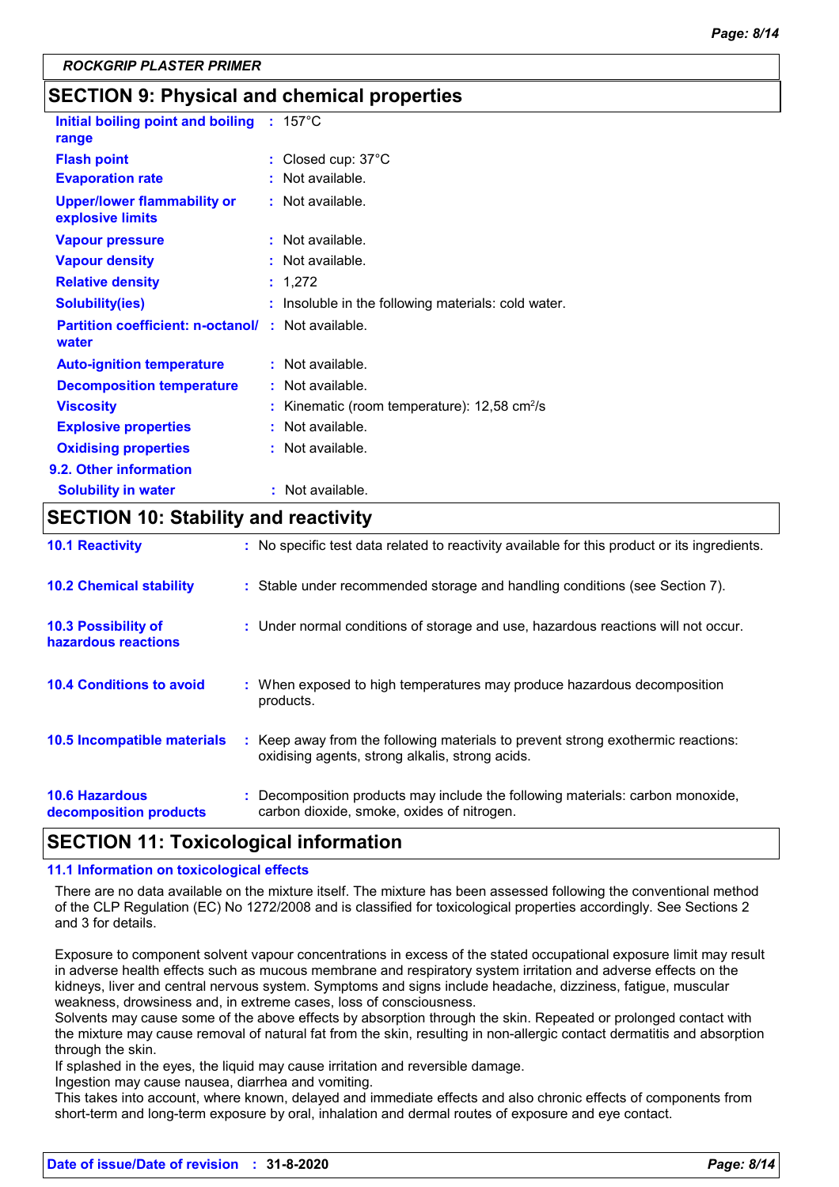## SECTION 9: Physical and chemical properties

| Property | | Value |
|---|---|---|
| **Initial boiling point and boiling range** | : | 157°C |
| **Flash point** | : | Closed cup: 37°C |
| **Evaporation rate** | : | Not available. |
| **Upper/lower flammability or explosive limits** | : | Not available. |
| **Vapour pressure** | : | Not available. |
| **Vapour density** | : | Not available. |
| **Relative density** | : | 1,272 |
| **Solubility(ies)** | : | Insoluble in the following materials: cold water. |
| **Partition coefficient: n-octanol/ water** | : | Not available. |
| **Auto-ignition temperature** | : | Not available. |
| **Decomposition temperature** | : | Not available. |
| **Viscosity** | : | Kinematic (room temperature): 12,58 $cm^2/s$ |
| **Explosive properties** | : | Not available. |
| **Oxidising properties** | : | Not available. |

**9.2. Other information**

| Property | | Value |
|---|---|---|
| **Solubility in water** | : | Not available. |

## SECTION 10: Stability and reactivity

| | | |
|---|---|---|
| **10.1 Reactivity** | : | No specific test data related to reactivity available for this product or its ingredients. |
| **10.2 Chemical stability** | : | Stable under recommended storage and handling conditions (see Section 7). |
| **10.3 Possibility of hazardous reactions** | : | Under normal conditions of storage and use, hazardous reactions will not occur. |
| **10.4 Conditions to avoid** | : | When exposed to high temperatures may produce hazardous decomposition products. |
| **10.5 Incompatible materials** | : | Keep away from the following materials to prevent strong exothermic reactions: oxidising agents, strong alkalis, strong acids. |
| **10.6 Hazardous decomposition products** | : | Decomposition products may include the following materials: carbon monoxide, carbon dioxide, smoke, oxides of nitrogen. |

## SECTION 11: Toxicological information

### 11.1 Information on toxicological effects

There are no data available on the mixture itself. The mixture has been assessed following the conventional method of the CLP Regulation (EC) No 1272/2008 and is classified for toxicological properties accordingly. See Sections 2 and 3 for details.

Exposure to component solvent vapour concentrations in excess of the stated occupational exposure limit may result in adverse health effects such as mucous membrane and respiratory system irritation and adverse effects on the kidneys, liver and central nervous system. Symptoms and signs include headache, dizziness, fatigue, muscular weakness, drowsiness and, in extreme cases, loss of consciousness.
Solvents may cause some of the above effects by absorption through the skin. Repeated or prolonged contact with the mixture may cause removal of natural fat from the skin, resulting in non-allergic contact dermatitis and absorption through the skin.
If splashed in the eyes, the liquid may cause irritation and reversible damage.
Ingestion may cause nausea, diarrhea and vomiting.
This takes into account, where known, delayed and immediate effects and also chronic effects of components from short-term and long-term exposure by oral, inhalation and dermal routes of exposure and eye contact.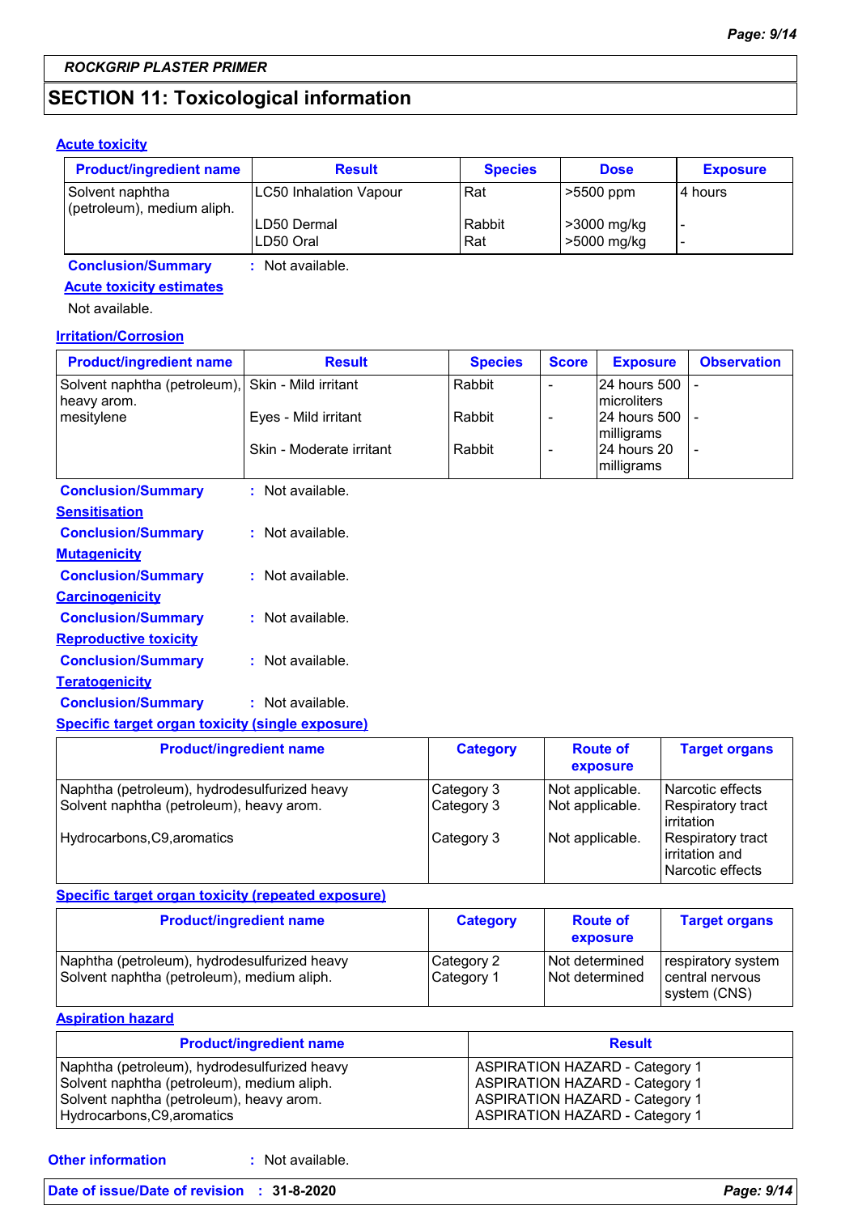**ROCKGRIP PLASTER PRIMER**

## SECTION 11: Toxicological information

### Acute toxicity

| Product/ingredient name | Result | Species | Dose | Exposure |
|---|---|---|---|---|
| Solvent naphtha (petroleum), medium aliph. | LC50 Inhalation Vapour | Rat | >5500 ppm | 4 hours |
| | LD50 Dermal | Rabbit | >3000 mg/kg | - |
| | LD50 Oral | Rat | >5000 mg/kg | - |

**Conclusion/Summary** : Not available.

**Acute toxicity estimates**

Not available.

### Irritation/Corrosion

| Product/ingredient name | Result | Species | Score | Exposure | Observation |
|---|---|---|---|---|---|
| Solvent naphtha (petroleum), heavy arom. | Skin - Mild irritant | Rabbit | - | 24 hours 500 microliters | - |
| mesitylene | Eyes - Mild irritant | Rabbit | - | 24 hours 500 milligrams | - |
| | Skin - Moderate irritant | Rabbit | - | 24 hours 20 milligrams | - |

**Conclusion/Summary** : Not available.

### Sensitisation

**Conclusion/Summary** : Not available.

### Mutagenicity

**Conclusion/Summary** : Not available.

### Carcinogenicity

**Conclusion/Summary** : Not available.

### Reproductive toxicity

**Conclusion/Summary** : Not available.

### Teratogenicity

**Conclusion/Summary** : Not available.

### Specific target organ toxicity (single exposure)

| Product/ingredient name | Category | Route of exposure | Target organs |
|---|---|---|---|
| Naphtha (petroleum), hydrodesulfurized heavy | Category 3 | Not applicable. | Narcotic effects |
| Solvent naphtha (petroleum), heavy arom. | Category 3 | Not applicable. | Respiratory tract irritation |
| Hydrocarbons,C9,aromatics | Category 3 | Not applicable. | Respiratory tract irritation and Narcotic effects |

### Specific target organ toxicity (repeated exposure)

| Product/ingredient name | Category | Route of exposure | Target organs |
|---|---|---|---|
| Naphtha (petroleum), hydrodesulfurized heavy | Category 2 | Not determined | respiratory system |
| Solvent naphtha (petroleum), medium aliph. | Category 1 | Not determined | central nervous system (CNS) |

### Aspiration hazard

| Product/ingredient name | Result |
|---|---|
| Naphtha (petroleum), hydrodesulfurized heavy | ASPIRATION HAZARD - Category 1 |
| Solvent naphtha (petroleum), medium aliph. | ASPIRATION HAZARD - Category 1 |
| Solvent naphtha (petroleum), heavy arom. | ASPIRATION HAZARD - Category 1 |
| Hydrocarbons,C9,aromatics | ASPIRATION HAZARD - Category 1 |

**Other information** : Not available.

**Date of issue/Date of revision** : **31-8-2020**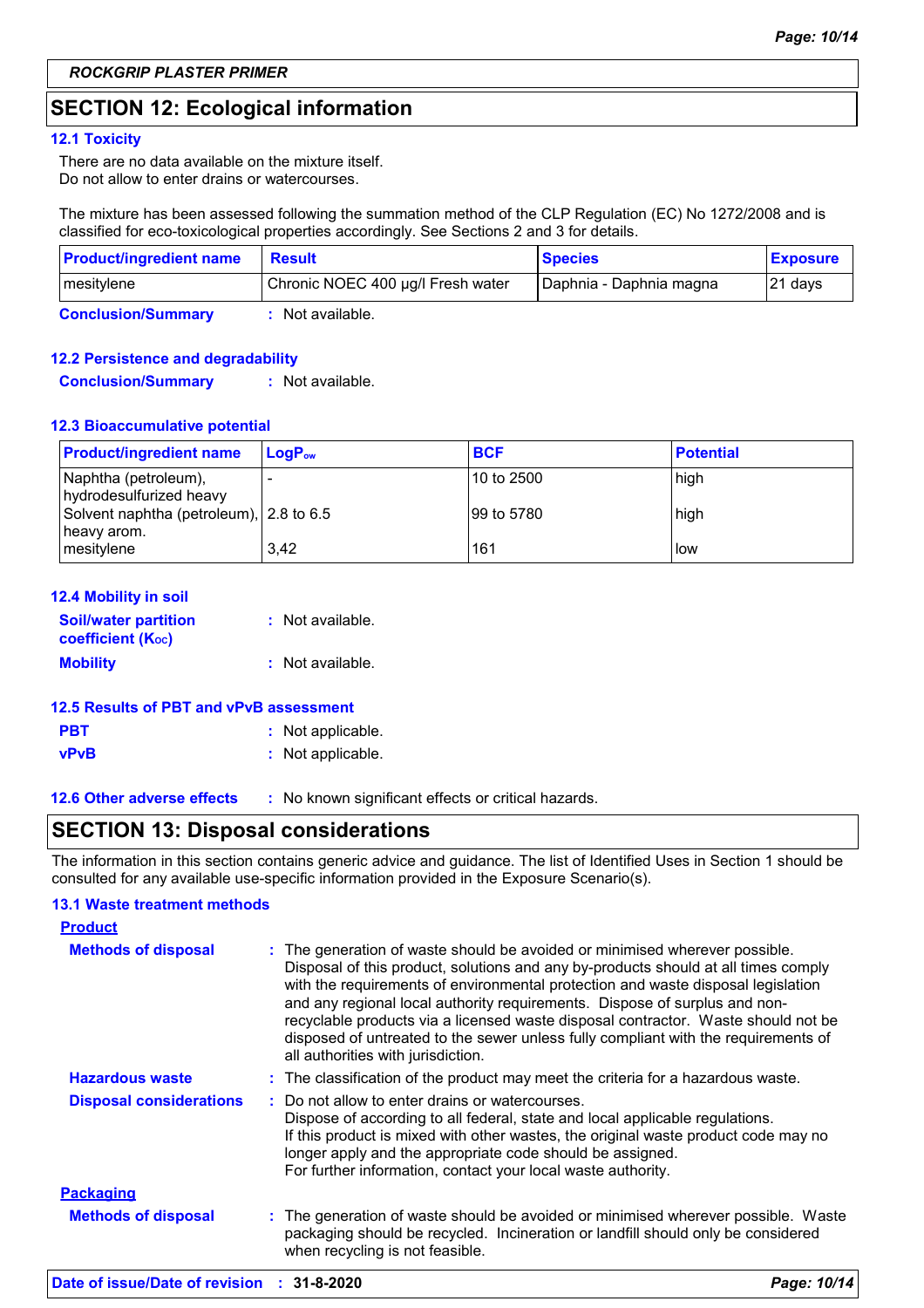**ROCKGRIP PLASTER PRIMER**

## SECTION 12: Ecological information

### 12.1 Toxicity

There are no data available on the mixture itself.
Do not allow to enter drains or watercourses.

The mixture has been assessed following the summation method of the CLP Regulation (EC) No 1272/2008 and is classified for eco-toxicological properties accordingly. See Sections 2 and 3 for details.

| Product/ingredient name | Result | Species | Exposure |
|---|---|---|---|
| mesitylene | Chronic NOEC 400 µg/l Fresh water | Daphnia - Daphnia magna | 21 days |

**Conclusion/Summary** : Not available.

### 12.2 Persistence and degradability

**Conclusion/Summary** : Not available.

### 12.3 Bioaccumulative potential

| Product/ingredient name | $LogP_{ow}$ | BCF | Potential |
|---|---|---|---|
| Naphtha (petroleum), hydrodesulfurized heavy | - | 10 to 2500 | high |
| Solvent naphtha (petroleum), heavy arom. | 2.8 to 6.5 | 99 to 5780 | high |
| mesitylene | 3,42 | 161 | low |

### 12.4 Mobility in soil

**Soil/water partition coefficient ($K_{OC}$)** : Not available.

**Mobility** : Not available.

### 12.5 Results of PBT and vPvB assessment

**PBT** : Not applicable.

**vPvB** : Not applicable.

### 12.6 Other adverse effects

: No known significant effects or critical hazards.

## SECTION 13: Disposal considerations

The information in this section contains generic advice and guidance. The list of Identified Uses in Section 1 should be consulted for any available use-specific information provided in the Exposure Scenario(s).

### 13.1 Waste treatment methods

**Product**

**Methods of disposal** : The generation of waste should be avoided or minimised wherever possible. Disposal of this product, solutions and any by-products should at all times comply with the requirements of environmental protection and waste disposal legislation and any regional local authority requirements. Dispose of surplus and non-recyclable products via a licensed waste disposal contractor. Waste should not be disposed of untreated to the sewer unless fully compliant with the requirements of all authorities with jurisdiction.

**Hazardous waste** : The classification of the product may meet the criteria for a hazardous waste.

**Disposal considerations** : Do not allow to enter drains or watercourses.
Dispose of according to all federal, state and local applicable regulations.
If this product is mixed with other wastes, the original waste product code may no longer apply and the appropriate code should be assigned.
For further information, contact your local waste authority.

**Packaging**

**Methods of disposal** : The generation of waste should be avoided or minimised wherever possible. Waste packaging should be recycled. Incineration or landfill should only be considered when recycling is not feasible.

**Date of issue/Date of revision** : **31-8-2020**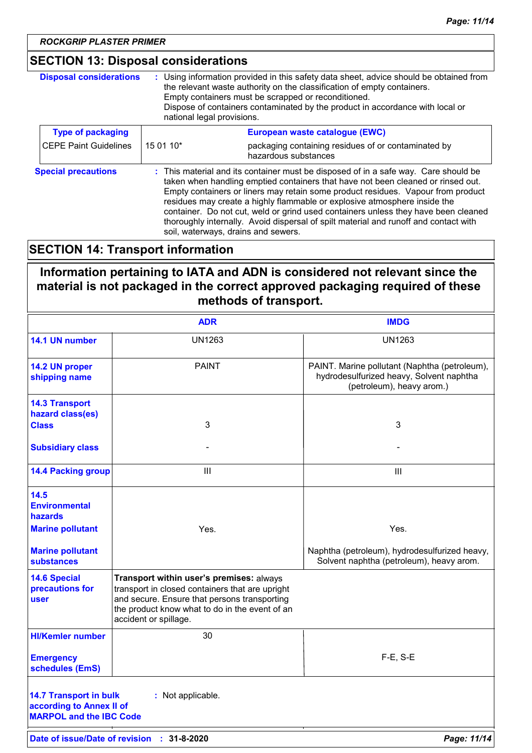## SECTION 13: Disposal considerations

**Disposal considerations** : Using information provided in this safety data sheet, advice should be obtained from the relevant waste authority on the classification of empty containers.
Empty containers must be scrapped or reconditioned.
Dispose of containers contaminated by the product in accordance with local or national legal provisions.

| Type of packaging | European waste catalogue (EWC) | |
|---|---|---|
| CEPE Paint Guidelines | 15 01 10* | packaging containing residues of or contaminated by hazardous substances |

**Special precautions** : This material and its container must be disposed of in a safe way. Care should be taken when handling emptied containers that have not been cleaned or rinsed out. Empty containers or liners may retain some product residues. Vapour from product residues may create a highly flammable or explosive atmosphere inside the container. Do not cut, weld or grind used containers unless they have been cleaned thoroughly internally. Avoid dispersal of spilt material and runoff and contact with soil, waterways, drains and sewers.

## SECTION 14: Transport information

**Information pertaining to IATA and ADN is considered not relevant since the material is not packaged in the correct approved packaging required of these methods of transport.**

| | ADR | IMDG |
|---|---|---|
| **14.1 UN number** | UN1263 | UN1263 |
| **14.2 UN proper shipping name** | PAINT | PAINT. Marine pollutant (Naphtha (petroleum), hydrodesulfurized heavy, Solvent naphtha (petroleum), heavy arom.) |
| **14.3 Transport hazard class(es)** **Class** | 3 | 3 |
| **Subsidiary class** | - | - |
| **14.4 Packing group** | III | III |
| **14.5 Environmental hazards** **Marine pollutant** | Yes. | Yes. |
| **Marine pollutant substances** | | Naphtha (petroleum), hydrodesulfurized heavy, Solvent naphtha (petroleum), heavy arom. |
| **14.6 Special precautions for user** | **Transport within user's premises:** always transport in closed containers that are upright and secure. Ensure that persons transporting the product know what to do in the event of an accident or spillage. | |
| **HI/Kemler number** | 30 | |
| **Emergency schedules (EmS)** | | F-E, S-E |

**14.7 Transport in bulk according to Annex II of MARPOL and the IBC Code** : Not applicable.

**Date of issue/Date of revision** : **31-8-2020**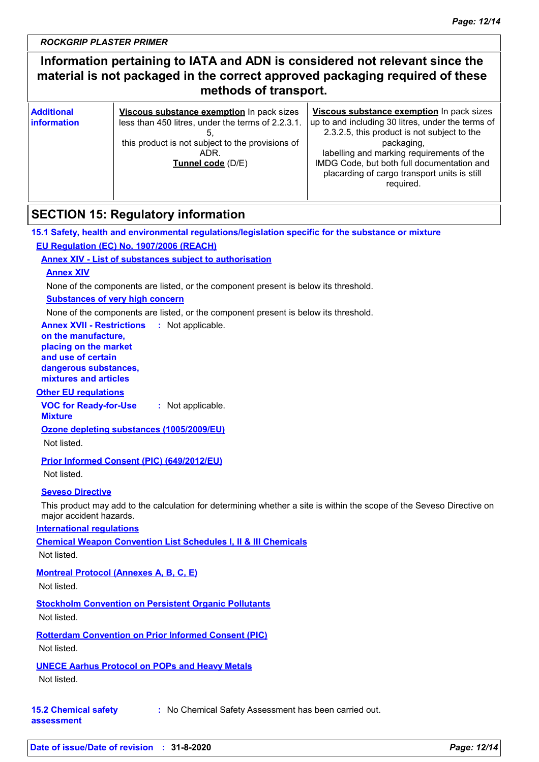*ROCKGRIP PLASTER PRIMER*

**Information pertaining to IATA and ADN is considered not relevant since the material is not packaged in the correct approved packaging required of these methods of transport.**

| | | |
|---|---|---|
| **Additional information** | **Viscous substance exemption** In pack sizes less than 450 litres, under the terms of 2.2.3.1.5, this product is not subject to the provisions of ADR. **Tunnel code** (D/E) | **Viscous substance exemption** In pack sizes up to and including 30 litres, under the terms of 2.3.2.5, this product is not subject to the packaging, labelling and marking requirements of the IMDG Code, but both full documentation and placarding of cargo transport units is still required. |

## SECTION 15: Regulatory information

### 15.1 Safety, health and environmental regulations/legislation specific for the substance or mixture

**EU Regulation (EC) No. 1907/2006 (REACH)**

**Annex XIV - List of substances subject to authorisation**

**Annex XIV**

None of the components are listed, or the component present is below its threshold.

**Substances of very high concern**

None of the components are listed, or the component present is below its threshold.

**Annex XVII - Restrictions on the manufacture, placing on the market and use of certain dangerous substances, mixtures and articles** : Not applicable.

**Other EU regulations**

**VOC for Ready-for-Use Mixture** : Not applicable.

**Ozone depleting substances (1005/2009/EU)**

Not listed.

**Prior Informed Consent (PIC) (649/2012/EU)**

Not listed.

**Seveso Directive**

This product may add to the calculation for determining whether a site is within the scope of the Seveso Directive on major accident hazards.

**International regulations**

**Chemical Weapon Convention List Schedules I, II & III Chemicals**

Not listed.

**Montreal Protocol (Annexes A, B, C, E)**

Not listed.

**Stockholm Convention on Persistent Organic Pollutants**

Not listed.

**Rotterdam Convention on Prior Informed Consent (PIC)**

Not listed.

**UNECE Aarhus Protocol on POPs and Heavy Metals**

Not listed.

**15.2 Chemical safety assessment** : No Chemical Safety Assessment has been carried out.

**Date of issue/Date of revision** : **31-8-2020**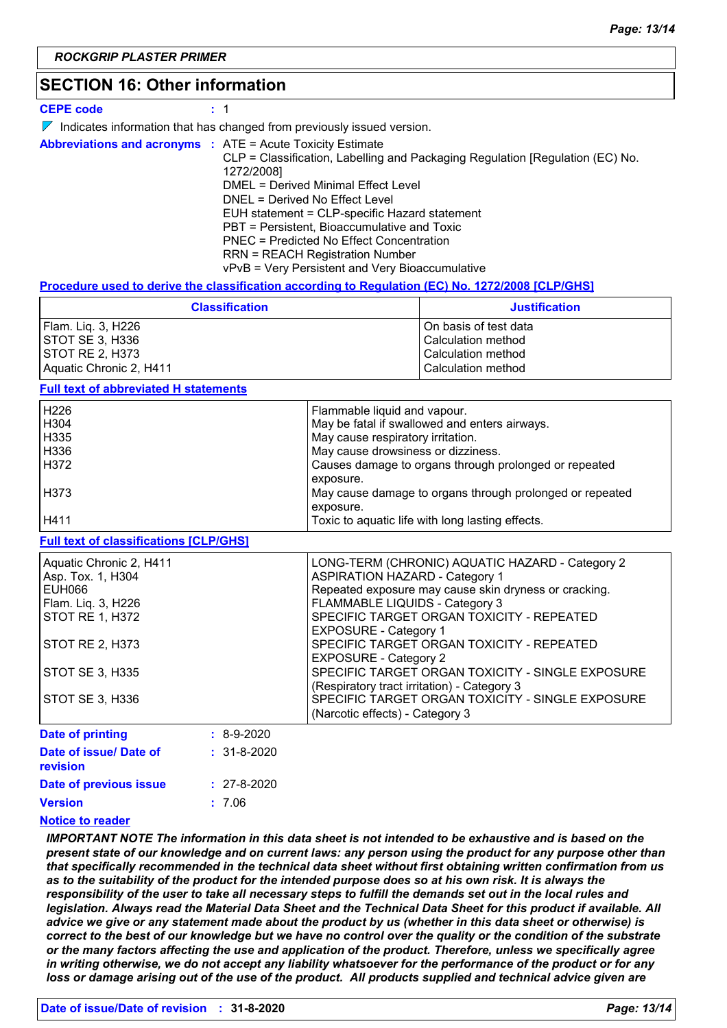**ROCKGRIP PLASTER PRIMER**

## SECTION 16: Other information

**CEPE code** : 1

◤ Indicates information that has changed from previously issued version.

**Abbreviations and acronyms** :
ATE = Acute Toxicity Estimate
CLP = Classification, Labelling and Packaging Regulation [Regulation (EC) No. 1272/2008]
DMEL = Derived Minimal Effect Level
DNEL = Derived No Effect Level
EUH statement = CLP-specific Hazard statement
PBT = Persistent, Bioaccumulative and Toxic
PNEC = Predicted No Effect Concentration
RRN = REACH Registration Number
vPvB = Very Persistent and Very Bioaccumulative

**Procedure used to derive the classification according to Regulation (EC) No. 1272/2008 [CLP/GHS]**

| Classification | Justification |
|---|---|
| Flam. Liq. 3, H226 | On basis of test data |
| STOT SE 3, H336 | Calculation method |
| STOT RE 2, H373 | Calculation method |
| Aquatic Chronic 2, H411 | Calculation method |

**Full text of abbreviated H statements**

| | |
|---|---|
| H226 | Flammable liquid and vapour. |
| H304 | May be fatal if swallowed and enters airways. |
| H335 | May cause respiratory irritation. |
| H336 | May cause drowsiness or dizziness. |
| H372 | Causes damage to organs through prolonged or repeated exposure. |
| H373 | May cause damage to organs through prolonged or repeated exposure. |
| H411 | Toxic to aquatic life with long lasting effects. |

**Full text of classifications [CLP/GHS]**

| | |
|---|---|
| Aquatic Chronic 2, H411 | LONG-TERM (CHRONIC) AQUATIC HAZARD - Category 2 |
| Asp. Tox. 1, H304 | ASPIRATION HAZARD - Category 1 |
| EUH066 | Repeated exposure may cause skin dryness or cracking. |
| Flam. Liq. 3, H226 | FLAMMABLE LIQUIDS - Category 3 |
| STOT RE 1, H372 | SPECIFIC TARGET ORGAN TOXICITY - REPEATED EXPOSURE - Category 1 |
| STOT RE 2, H373 | SPECIFIC TARGET ORGAN TOXICITY - REPEATED EXPOSURE - Category 2 |
| STOT SE 3, H335 | SPECIFIC TARGET ORGAN TOXICITY - SINGLE EXPOSURE (Respiratory tract irritation) - Category 3 |
| STOT SE 3, H336 | SPECIFIC TARGET ORGAN TOXICITY - SINGLE EXPOSURE (Narcotic effects) - Category 3 |

**Date of printing** : 8-9-2020

**Date of issue/ Date of revision** : 31-8-2020

**Date of previous issue** : 27-8-2020

**Version** : 7.06

**Notice to reader**

***IMPORTANT NOTE The information in this data sheet is not intended to be exhaustive and is based on the present state of our knowledge and on current laws: any person using the product for any purpose other than that specifically recommended in the technical data sheet without first obtaining written confirmation from us as to the suitability of the product for the intended purpose does so at his own risk. It is always the responsibility of the user to take all necessary steps to fulfill the demands set out in the local rules and legislation. Always read the Material Data Sheet and the Technical Data Sheet for this product if available. All advice we give or any statement made about the product by us (whether in this data sheet or otherwise) is correct to the best of our knowledge but we have no control over the quality or the condition of the substrate or the many factors affecting the use and application of the product. Therefore, unless we specifically agree in writing otherwise, we do not accept any liability whatsoever for the performance of the product or for any loss or damage arising out of the use of the product. All products supplied and technical advice given are***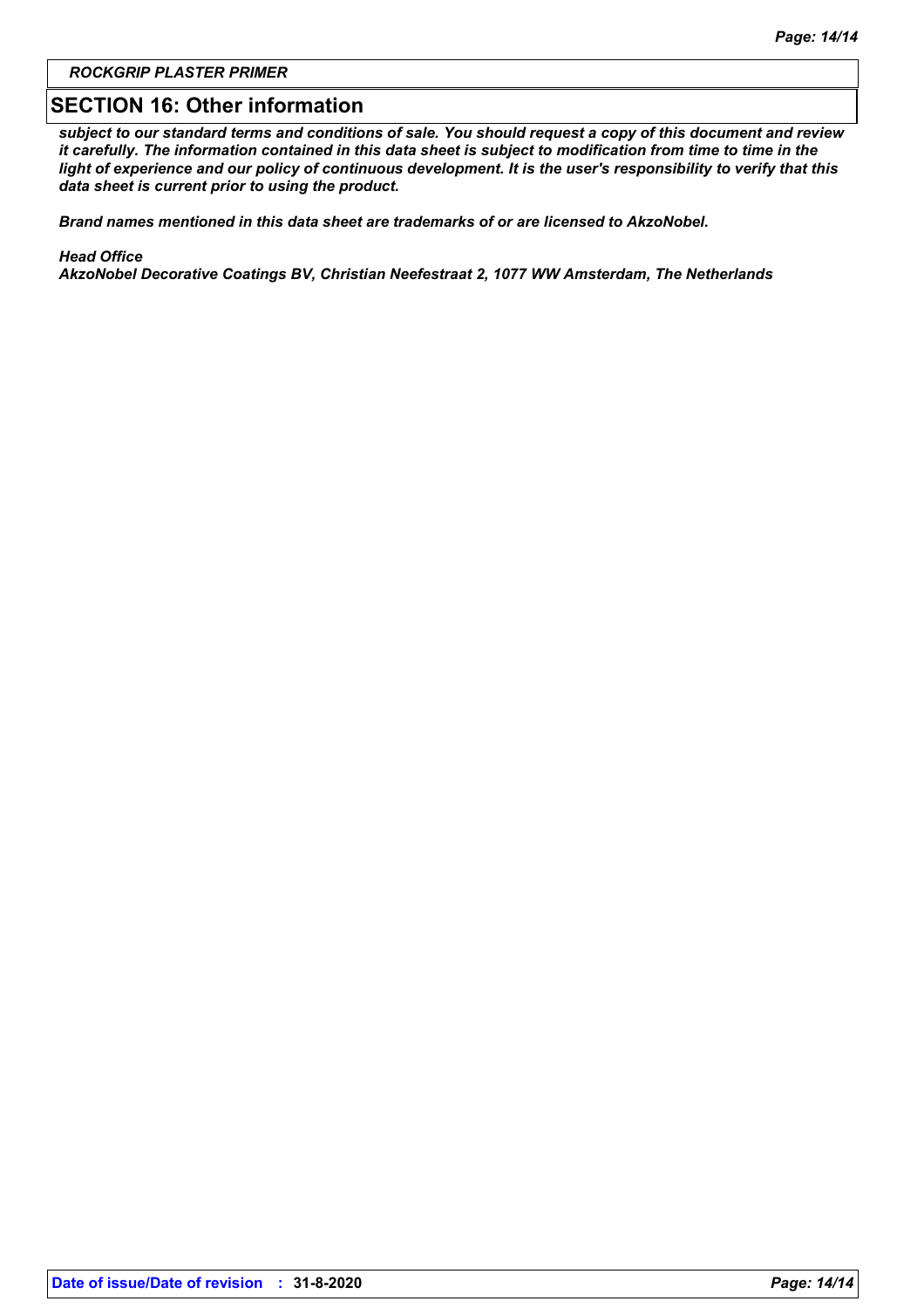## SECTION 16: Other information

***subject to our standard terms and conditions of sale. You should request a copy of this document and review it carefully. The information contained in this data sheet is subject to modification from time to time in the light of experience and our policy of continuous development. It is the user's responsibility to verify that this data sheet is current prior to using the product.***

***Brand names mentioned in this data sheet are trademarks of or are licensed to AkzoNobel.***

***Head Office***
***AkzoNobel Decorative Coatings BV, Christian Neefestraat 2, 1077 WW Amsterdam, The Netherlands***